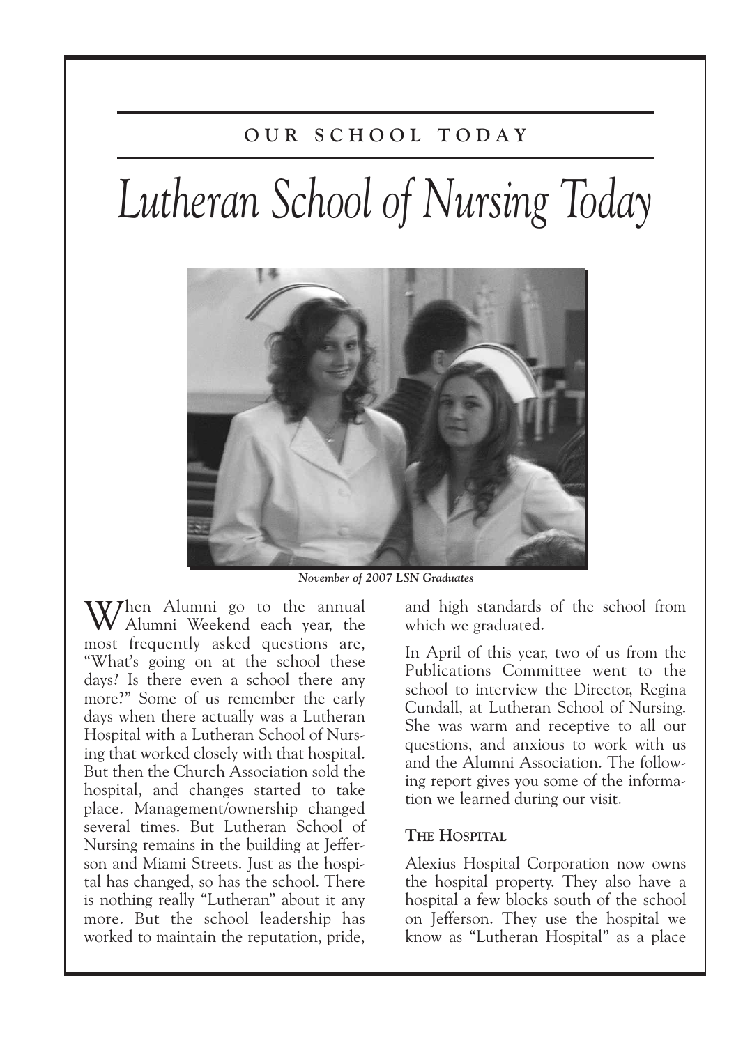## OUR SCHOOL TODAY

# *Lutheran School of Nursing Today*

*November of 2007 LSN Graduates*

When Alumni go to the annual Alumni Weekend each year, the most frequently asked questions are, "What's going on at the school these days? Is there even a school there any more?" Some of us remember the early days when there actually was a Lutheran Hospital with a Lutheran School of Nursing that worked closely with that hospital. But then the Church Association sold the hospital, and changes started to take place. Management/ownership changed several times. But Lutheran School of Nursing remains in the building at Jefferson and Miami Streets. Just as the hospital has changed, so has the school. There is nothing really "Lutheran" about it any more. But the school leadership has worked to maintain the reputation, pride, and high standards of the school from which we graduated.

In April of this year, two of us from the Publications Committee went to the school to interview the Director, Regina Cundall, at Lutheran School of Nursing. She was warm and receptive to all our questions, and anxious to work with us and the Alumni Association. The following report gives you some of the information we learned during our visit.

### THE HOSPITAL

Alexius Hospital Corporation now owns the hospital property. They also have a hospital a few blocks south of the school on Jefferson. They use the hospital we know as "Lutheran Hospital" as a place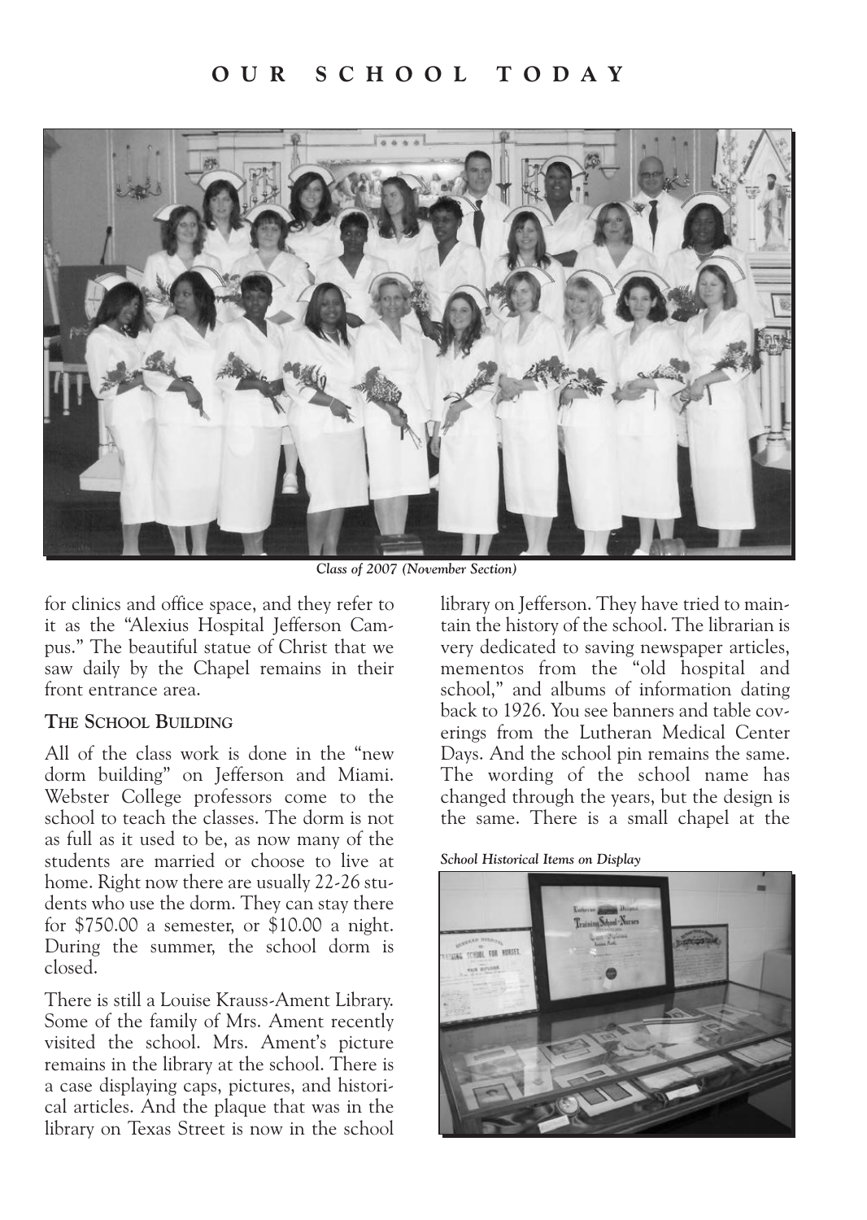# OUR SCHOOL TODAY

*Class of 2007 (November Section)*

for clinics and office space, and they refer to it as the "Alexius Hospital Jefferson Campus." The beautiful statue of Christ that we saw daily by the Chapel remains in their front entrance area.

### THE SCHOOL BUILDING

All of the class work is done in the "new dorm building" on Jefferson and Miami. Webster College professors come to the school to teach the classes. The dorm is not as full as it used to be, as now many of the students are married or choose to live at home. Right now there are usually 22-26 students who use the dorm. They can stay there for $750.00 a semester, or $10.00 a night. During the summer, the school dorm is closed.

There is still a Louise Krauss-Ament Library. Some of the family of Mrs. Ament recently visited the school. Mrs. Ament's picture remains in the library at the school. There is a case displaying caps, pictures, and historical articles. And the plaque that was in the library on Texas Street is now in the school library on Jefferson. They have tried to maintain the history of the school. The librarian is very dedicated to saving newspaper articles, mementos from the "old hospital and school," and albums of information dating back to 1926. You see banners and table coverings from the Lutheran Medical Center Days. And the school pin remains the same. The wording of the school name has changed through the years, but the design is the same. There is a small chapel at the

*School Historical Items on Display*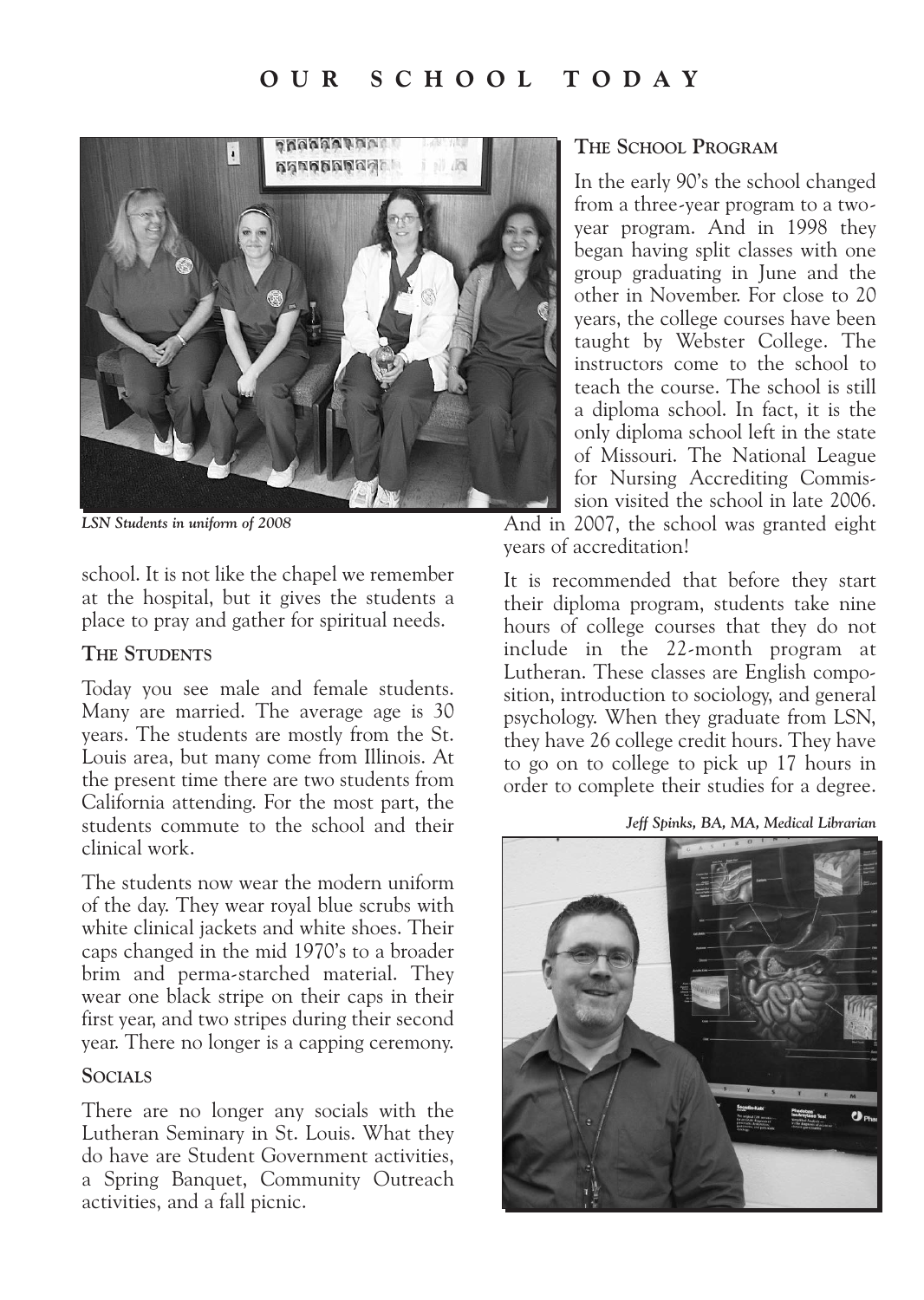# OUR SCHOOL TODAY

*LSN Students in uniform of 2008*

school. It is not like the chapel we remember at the hospital, but it gives the students a place to pray and gather for spiritual needs.

### THE STUDENTS

Today you see male and female students. Many are married. The average age is 30 years. The students are mostly from the St. Louis area, but many come from Illinois. At the present time there are two students from California attending. For the most part, the students commute to the school and their clinical work.

The students now wear the modern uniform of the day. They wear royal blue scrubs with white clinical jackets and white shoes. Their caps changed in the mid 1970's to a broader brim and perma-starched material. They wear one black stripe on their caps in their first year, and two stripes during their second year. There no longer is a capping ceremony.

### SOCIALS

There are no longer any socials with the Lutheran Seminary in St. Louis. What they do have are Student Government activities, a Spring Banquet, Community Outreach activities, and a fall picnic.

### THE SCHOOL PROGRAM

In the early 90's the school changed from a three-year program to a two-year program. And in 1998 they began having split classes with one group graduating in June and the other in November. For close to 20 years, the college courses have been taught by Webster College. The instructors come to the school to teach the course. The school is still a diploma school. In fact, it is the only diploma school left in the state of Missouri. The National League for Nursing Accrediting Commission visited the school in late 2006. And in 2007, the school was granted eight years of accreditation!

It is recommended that before they start their diploma program, students take nine hours of college courses that they do not include in the 22-month program at Lutheran. These classes are English composition, introduction to sociology, and general psychology. When they graduate from LSN, they have 26 college credit hours. They have to go on to college to pick up 17 hours in order to complete their studies for a degree.

*Jeff Spinks, BA, MA, Medical Librarian*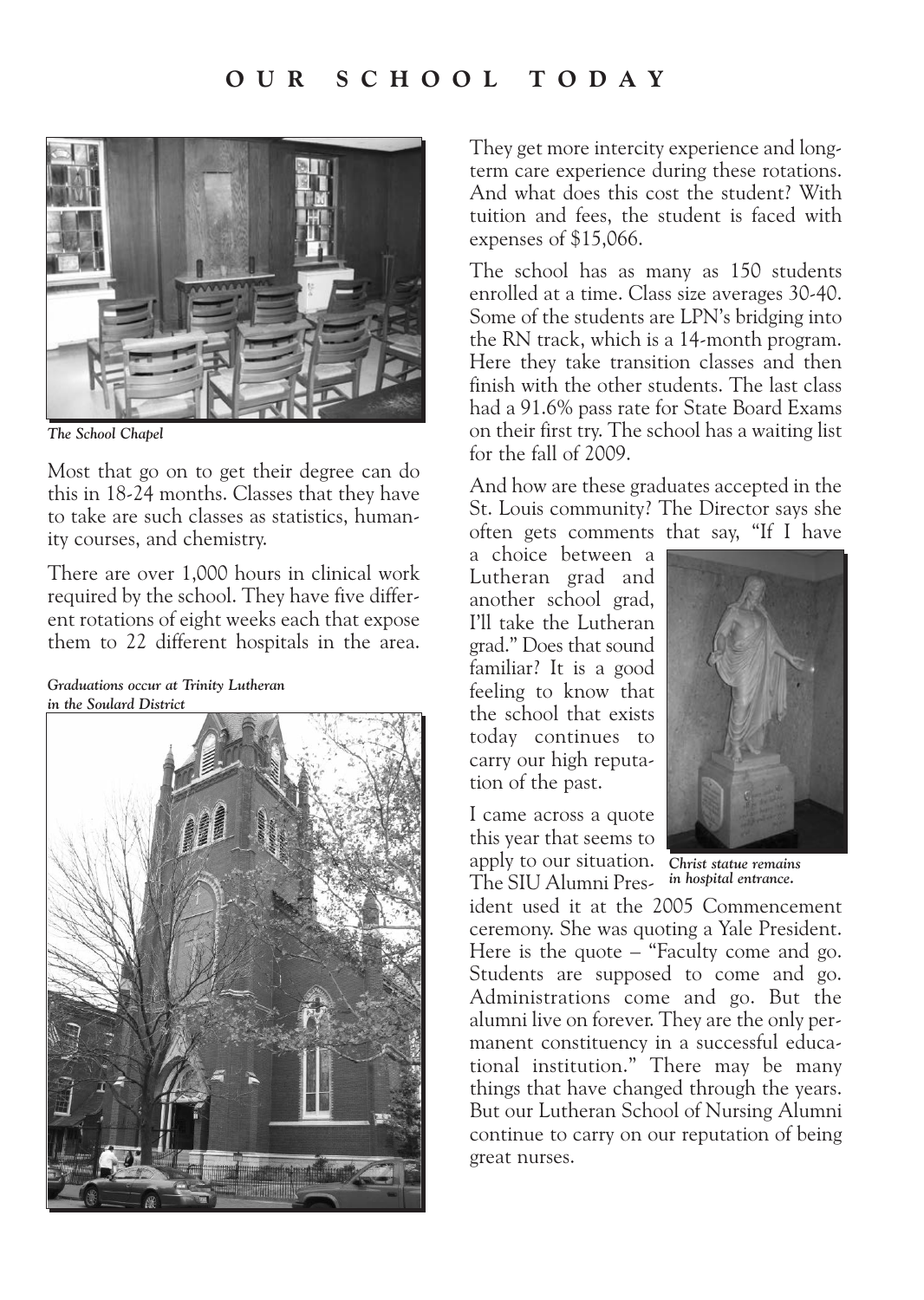## OUR SCHOOL TODAY

*The School Chapel*

Most that go on to get their degree can do this in 18-24 months. Classes that they have to take are such classes as statistics, humanity courses, and chemistry.

There are over 1,000 hours in clinical work required by the school. They have five different rotations of eight weeks each that expose them to 22 different hospitals in the area.

*Graduations occur at Trinity Lutheran in the Soulard District*

They get more intercity experience and long-term care experience during these rotations. And what does this cost the student? With tuition and fees, the student is faced with expenses of $15,066.

The school has as many as 150 students enrolled at a time. Class size averages 30-40. Some of the students are LPN's bridging into the RN track, which is a 14-month program. Here they take transition classes and then finish with the other students. The last class had a 91.6% pass rate for State Board Exams on their first try. The school has a waiting list for the fall of 2009.

And how are these graduates accepted in the St. Louis community? The Director says she often gets comments that say, "If I have a choice between a Lutheran grad and another school grad, I'll take the Lutheran grad." Does that sound familiar? It is a good feeling to know that the school that exists today continues to carry our high reputation of the past.

*Christ statue remains in hospital entrance.*

I came across a quote this year that seems to apply to our situation. The SIU Alumni President used it at the 2005 Commencement ceremony. She was quoting a Yale President. Here is the quote – "Faculty come and go. Students are supposed to come and go. Administrations come and go. But the alumni live on forever. They are the only permanent constituency in a successful educational institution." There may be many things that have changed through the years. But our Lutheran School of Nursing Alumni continue to carry on our reputation of being great nurses.